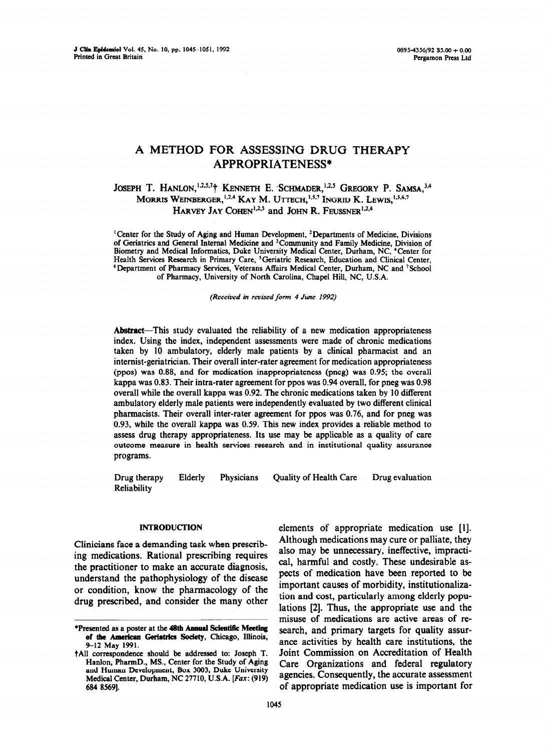# A METHOD FOR ASSESSING DRUG THERAPY APPROPRIATENESS*

JOSEPH T. HANLON,[1,2,5,7]† KENNETH E. SCHMADER,[1,2,5] GREGORY P. SAMSA,[3,4] MORRIS WEINBERGER,[1,2,4] KAY M. UTTECH,[1,5,7] INGRID K. LEWIS,[1,5,6,7] HARVEY JAY COHEN[1,2,5] and JOHN R. FEUSSNER[1,2,4]

[1]Center for the Study of Aging and Human Development, [2]Departments of Medicine, Divisions of Geriatrics and General Internal Medicine and [3]Community and Family Medicine, Division of Biometry and Medical Informatics, Duke University Medical Center, Durham, NC, [4]Center for Health Services Research in Primary Care, [5]Geriatric Research, Education and Clinical Center, [6]Department of Pharmacy Services, Veterans Affairs Medical Center, Durham, NC and [7]School of Pharmacy, University of North Carolina, Chapel Hill, NC, U.S.A.

*(Received in revised form 4 June 1992)*

**Abstract**—This study evaluated the reliability of a new medication appropriateness index. Using the index, independent assessments were made of chronic medications taken by 10 ambulatory, elderly male patients by a clinical pharmacist and an internist-geriatrician. Their overall inter-rater agreement for medication appropriateness (ppos) was 0.88, and for medication inappropriateness (pneg) was 0.95; the overall kappa was 0.83. Their intra-rater agreement for ppos was 0.94 overall, for pneg was 0.98 overall while the overall kappa was 0.92. The chronic medications taken by 10 different ambulatory elderly male patients were independently evaluated by two different clinical pharmacists. Their overall inter-rater agreement for ppos was 0.76, and for pneg was 0.93, while the overall kappa was 0.59. This new index provides a reliable method to assess drug therapy appropriateness. Its use may be applicable as a quality of care outcome measure in health services research and in institutional quality assurance programs.

Drug therapy  Elderly  Physicians  Quality of Health Care  Drug evaluation  Reliability

## INTRODUCTION

Clinicians face a demanding task when prescribing medications. Rational prescribing requires the practitioner to make an accurate diagnosis, understand the pathophysiology of the disease or condition, know the pharmacology of the drug prescribed, and consider the many other elements of appropriate medication use [1]. Although medications may cure or palliate, they also may be unnecessary, ineffective, impractical, harmful and costly. These undesirable aspects of medication have been reported to be important causes of morbidity, institutionalization and cost, particularly among elderly populations [2]. Thus, the appropriate use and the misuse of medications are active areas of research, and primary targets for quality assurance activities by health care institutions, the Joint Commission on Accreditation of Health Care Organizations and federal regulatory agencies. Consequently, the accurate assessment of appropriate medication use is important for

---

*Presented as a poster at the **48th Annual Scientific Meeting of the American Geriatrics Society**, Chicago, Illinois, 9–12 May 1991.

†All correspondence should be addressed to: Joseph T. Hanlon, PharmD., MS., Center for the Study of Aging and Human Development, Box 3003, Duke University Medical Center, Durham, NC 27710, U.S.A. [*Fax*: (919) 684 8569].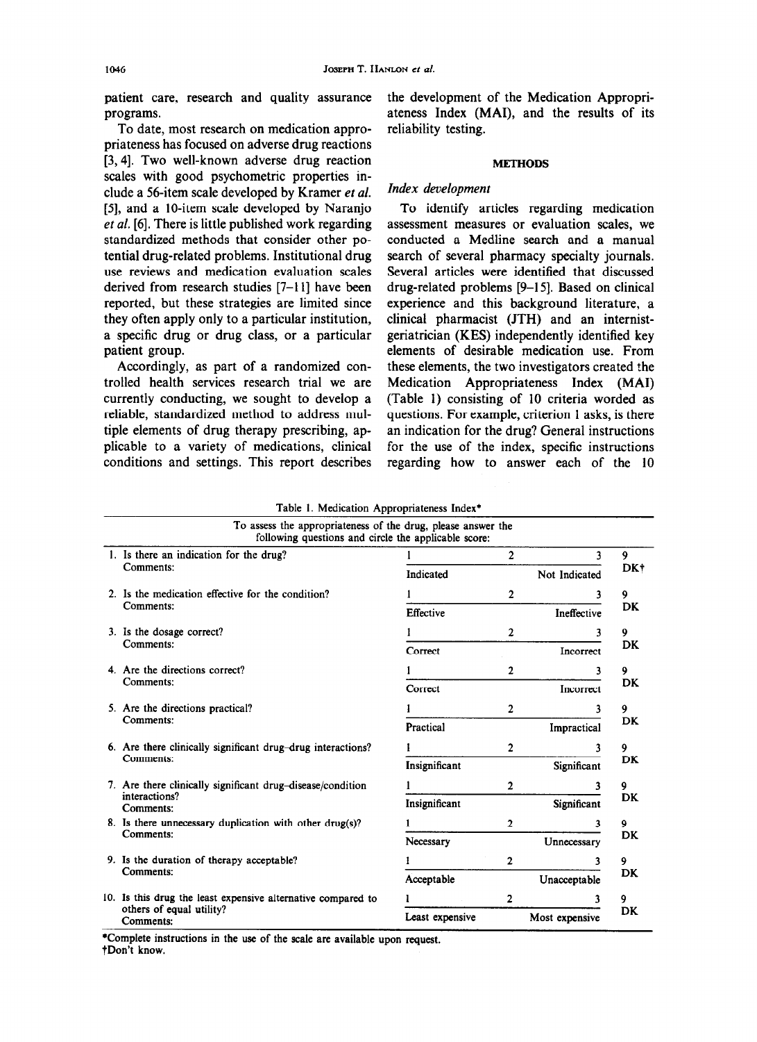patient care, research and quality assurance programs.

To date, most research on medication appropriateness has focused on adverse drug reactions [3, 4]. Two well-known adverse drug reaction scales with good psychometric properties include a 56-item scale developed by Kramer *et al.* [5], and a 10-item scale developed by Naranjo *et al.* [6]. There is little published work regarding standardized methods that consider other potential drug-related problems. Institutional drug use reviews and medication evaluation scales derived from research studies [7–11] have been reported, but these strategies are limited since they often apply only to a particular institution, a specific drug or drug class, or a particular patient group.

Accordingly, as part of a randomized controlled health services research trial we are currently conducting, we sought to develop a reliable, standardized method to address multiple elements of drug therapy prescribing, applicable to a variety of medications, clinical conditions and settings. This report describes the development of the Medication Appropriateness Index (MAI), and the results of its reliability testing.

## METHODS

### *Index development*

To identify articles regarding medication assessment measures or evaluation scales, we conducted a Medline search and a manual search of several pharmacy specialty journals. Several articles were identified that discussed drug-related problems [9–15]. Based on clinical experience and this background literature, a clinical pharmacist (JTH) and an internist-geriatrician (KES) independently identified key elements of desirable medication use. From these elements, the two investigators created the Medication Appropriateness Index (MAI) (Table 1) consisting of 10 criteria worded as questions. For example, criterion 1 asks, is there an indication for the drug? General instructions for the use of the index, specific instructions regarding how to answer each of the 10

Table 1. Medication Appropriateness Index*

To assess the appropriateness of the drug, please answer the following questions and circle the applicable score:

| Question | 1 | 2 | 3 | 9 |
|---|---|---|---|---|
| 1. Is there an indication for the drug? Comments: | Indicated | | Not Indicated | DK† |
| 2. Is the medication effective for the condition? Comments: | Effective | | Ineffective | DK |
| 3. Is the dosage correct? Comments: | Correct | | Incorrect | DK |
| 4. Are the directions correct? Comments: | Correct | | Incorrect | DK |
| 5. Are the directions practical? Comments: | Practical | | Impractical | DK |
| 6. Are there clinically significant drug–drug interactions? Comments: | Insignificant | | Significant | DK |
| 7. Are there clinically significant drug–disease/condition interactions? Comments: | Insignificant | | Significant | DK |
| 8. Is there unnecessary duplication with other drug(s)? Comments: | Necessary | | Unnecessary | DK |
| 9. Is the duration of therapy acceptable? Comments: | Acceptable | | Unacceptable | DK |
| 10. Is this drug the least expensive alternative compared to others of equal utility? Comments: | Least expensive | | Most expensive | DK |

*Complete instructions in the use of the scale are available upon request.
†Don't know.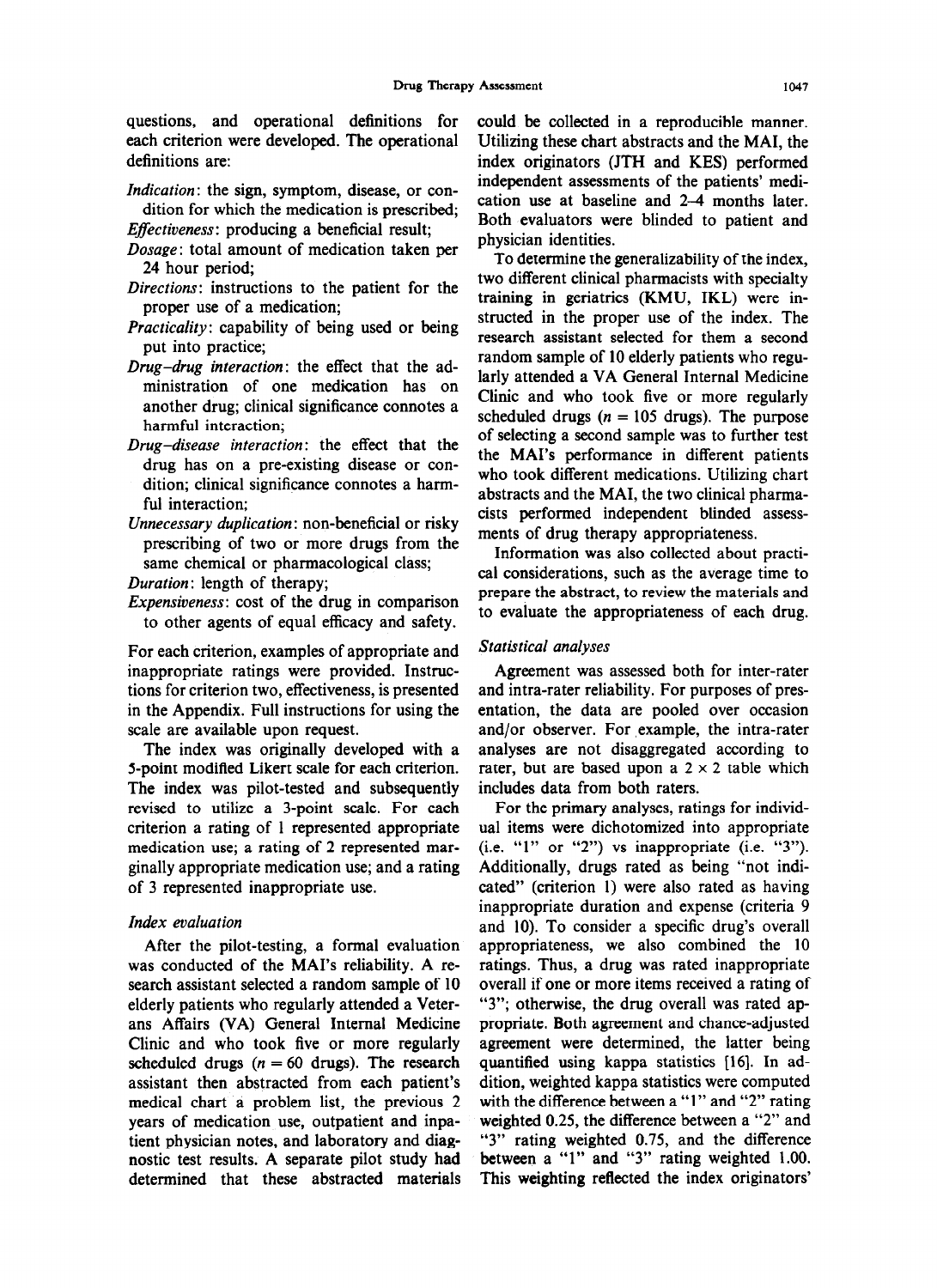questions, and operational definitions for each criterion were developed. The operational definitions are:

*Indication*: the sign, symptom, disease, or condition for which the medication is prescribed;

*Effectiveness*: producing a beneficial result;

*Dosage*: total amount of medication taken per 24 hour period;

*Directions*: instructions to the patient for the proper use of a medication;

*Practicality*: capability of being used or being put into practice;

*Drug–drug interaction*: the effect that the administration of one medication has on another drug; clinical significance connotes a harmful interaction;

*Drug–disease interaction*: the effect that the drug has on a pre-existing disease or condition; clinical significance connotes a harmful interaction;

*Unnecessary duplication*: non-beneficial or risky prescribing of two or more drugs from the same chemical or pharmacological class;

*Duration*: length of therapy;

*Expensiveness*: cost of the drug in comparison to other agents of equal efficacy and safety.

For each criterion, examples of appropriate and inappropriate ratings were provided. Instructions for criterion two, effectiveness, is presented in the Appendix. Full instructions for using the scale are available upon request.

The index was originally developed with a 5-point modified Likert scale for each criterion. The index was pilot-tested and subsequently revised to utilize a 3-point scale. For each criterion a rating of 1 represented appropriate medication use; a rating of 2 represented marginally appropriate medication use; and a rating of 3 represented inappropriate use.

### *Index evaluation*

After the pilot-testing, a formal evaluation was conducted of the MAI's reliability. A research assistant selected a random sample of 10 elderly patients who regularly attended a Veterans Affairs (VA) General Internal Medicine Clinic and who took five or more regularly scheduled drugs ($n = 60$ drugs). The research assistant then abstracted from each patient's medical chart a problem list, the previous 2 years of medication use, outpatient and inpatient physician notes, and laboratory and diagnostic test results. A separate pilot study had determined that these abstracted materials could be collected in a reproducible manner. Utilizing these chart abstracts and the MAI, the index originators (JTH and KES) performed independent assessments of the patients' medication use at baseline and 2–4 months later. Both evaluators were blinded to patient and physician identities.

To determine the generalizability of the index, two different clinical pharmacists with specialty training in geriatrics (KMU, IKL) were instructed in the proper use of the index. The research assistant selected for them a second random sample of 10 elderly patients who regularly attended a VA General Internal Medicine Clinic and who took five or more regularly scheduled drugs ($n = 105$ drugs). The purpose of selecting a second sample was to further test the MAI's performance in different patients who took different medications. Utilizing chart abstracts and the MAI, the two clinical pharmacists performed independent blinded assessments of drug therapy appropriateness.

Information was also collected about practical considerations, such as the average time to prepare the abstract, to review the materials and to evaluate the appropriateness of each drug.

### *Statistical analyses*

Agreement was assessed both for inter-rater and intra-rater reliability. For purposes of presentation, the data are pooled over occasion and/or observer. For example, the intra-rater analyses are not disaggregated according to rater, but are based upon a $2 \times 2$ table which includes data from both raters.

For the primary analyses, ratings for individual items were dichotomized into appropriate (i.e. "1" or "2") vs inappropriate (i.e. "3"). Additionally, drugs rated as being "not indicated" (criterion 1) were also rated as having inappropriate duration and expense (criteria 9 and 10). To consider a specific drug's overall appropriateness, we also combined the 10 ratings. Thus, a drug was rated inappropriate overall if one or more items received a rating of "3"; otherwise, the drug overall was rated appropriate. Both agreement and chance-adjusted agreement were determined, the latter being quantified using kappa statistics [16]. In addition, weighted kappa statistics were computed with the difference between a "1" and "2" rating weighted 0.25, the difference between a "2" and "3" rating weighted 0.75, and the difference between a "1" and "3" rating weighted 1.00. This weighting reflected the index originators'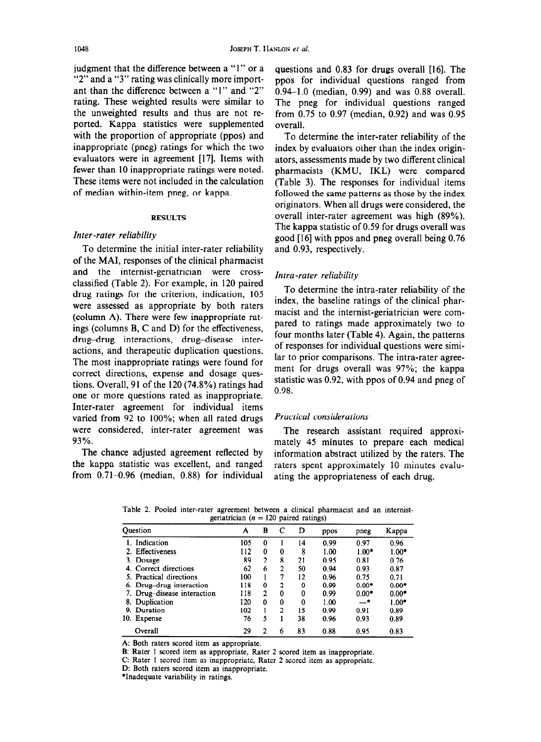judgment that the difference between a "1" or a "2" and a "3" rating was clinically more important than the difference between a "1" and "2" rating. These weighted results were similar to the unweighted results and thus are not reported. Kappa statistics were supplemented with the proportion of appropriate (ppos) and inappropriate (pneg) ratings for which the two evaluators were in agreement [17]. Items with fewer than 10 inappropriate ratings were noted. These items were not included in the calculation of median within-item pneg, or kappa.

## RESULTS

### *Inter-rater reliability*

To determine the initial inter-rater reliability of the MAI, responses of the clinical pharmacist and the internist-geriatrician were cross-classified (Table 2). For example, in 120 paired drug ratings for the criterion, indication, 105 were assessed as appropriate by both raters (column A). There were few inappropriate ratings (columns B, C and D) for the effectiveness, drug–drug interactions, drug–disease interactions, and therapeutic duplication questions. The most inappropriate ratings were found for correct directions, expense and dosage questions. Overall, 91 of the 120 (74.8%) ratings had one or more questions rated as inappropriate. Inter-rater agreement for individual items varied from 92 to 100%; when all rated drugs were considered, inter-rater agreement was 93%.

The chance adjusted agreement reflected by the kappa statistic was excellent, and ranged from 0.71–0.96 (median, 0.88) for individual questions and 0.83 for drugs overall [16]. The ppos for individual questions ranged from 0.94–1.0 (median, 0.99) and was 0.88 overall. The pneg for individual questions ranged from 0.75 to 0.97 (median, 0.92) and was 0.95 overall.

To determine the inter-rater reliability of the index by evaluators other than the index originators, assessments made by two different clinical pharmacists (KMU, IKL) were compared (Table 3). The responses for individual items followed the same patterns as those by the index originators. When all drugs were considered, the overall inter-rater agreement was high (89%). The kappa statistic of 0.59 for drugs overall was good [16] with ppos and pneg overall being 0.76 and 0.93, respectively.

### *Intra-rater reliability*

To determine the intra-rater reliability of the index, the baseline ratings of the clinical pharmacist and the internist-geriatrician were compared to ratings made approximately two to four months later (Table 4). Again, the patterns of responses for individual questions were similar to prior comparisons. The intra-rater agreement for drugs overall was 97%; the kappa statistic was 0.92, with ppos of 0.94 and pneg of 0.98.

### *Practical considerations*

The research assistant required approximately 45 minutes to prepare each medical information abstract utilized by the raters. The raters spent approximately 10 minutes evaluating the appropriateness of each drug.

Table 2. Pooled inter-rater agreement between a clinical pharmacist and an internist-geriatrician ($n$ = 120 paired ratings)

| Question | A | B | C | D | ppos | pneg | Kappa |
|---|---|---|---|---|---|---|---|
| 1. Indication | 105 | 0 | 1 | 14 | 0.99 | 0.97 | 0.96 |
| 2. Effectiveness | 112 | 0 | 0 | 8 | 1.00 | 1.00* | 1.00* |
| 3. Dosage | 89 | 2 | 8 | 21 | 0.95 | 0.81 | 0.76 |
| 4. Correct directions | 62 | 6 | 2 | 50 | 0.94 | 0.93 | 0.87 |
| 5. Practical directions | 100 | 1 | 7 | 12 | 0.96 | 0.75 | 0.71 |
| 6. Drug–drug interaction | 118 | 0 | 2 | 0 | 0.99 | 0.00* | 0.00* |
| 7. Drug–disease interaction | 118 | 2 | 0 | 0 | 0.99 | 0.00* | 0.00* |
| 8. Duplication | 120 | 0 | 0 | 0 | 1.00 | —* | 1.00* |
| 9. Duration | 102 | 1 | 2 | 15 | 0.99 | 0.91 | 0.89 |
| 10. Expense | 76 | 5 | 1 | 38 | 0.96 | 0.93 | 0.89 |
| Overall | 29 | 2 | 6 | 83 | 0.88 | 0.95 | 0.83 |

A: Both raters scored item as appropriate.
B: Rater 1 scored item as appropriate, Rater 2 scored item as inappropriate.
C: Rater 1 scored item as inappropriate, Rater 2 scored item as appropriate.
D: Both raters scored item as inappropriate.
*Inadequate variability in ratings.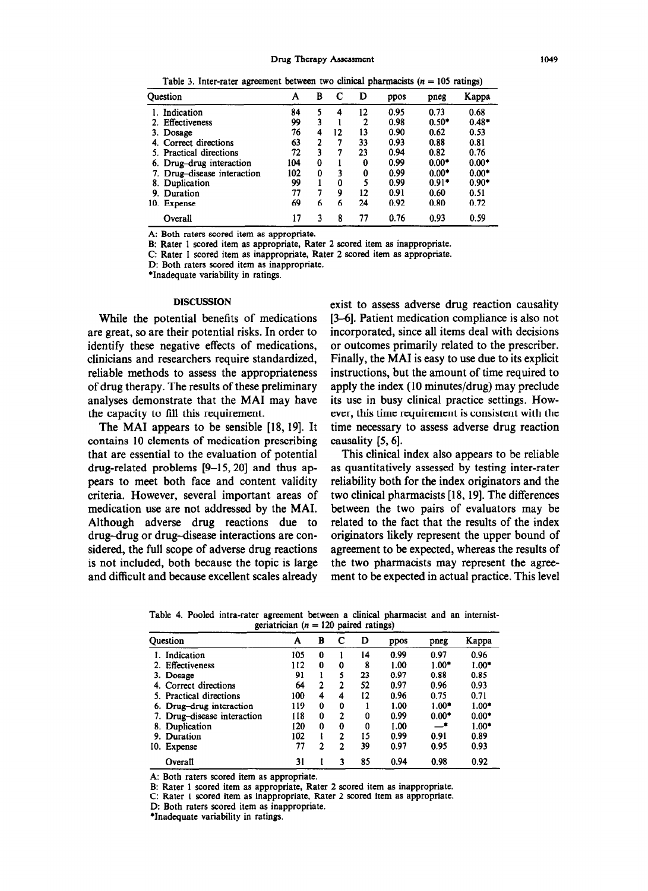Table 3. Inter-rater agreement between two clinical pharmacists ($n = 105$ ratings)

| Question | A | B | C | D | ppos | pneg | Kappa |
|---|---|---|---|---|---|---|---|
| 1. Indication | 84 | 5 | 4 | 12 | 0.95 | 0.73 | 0.68 |
| 2. Effectiveness | 99 | 3 | 1 | 2 | 0.98 | 0.50* | 0.48* |
| 3. Dosage | 76 | 4 | 12 | 13 | 0.90 | 0.62 | 0.53 |
| 4. Correct directions | 63 | 2 | 7 | 33 | 0.93 | 0.88 | 0.81 |
| 5. Practical directions | 72 | 3 | 7 | 23 | 0.94 | 0.82 | 0.76 |
| 6. Drug–drug interaction | 104 | 0 | 1 | 0 | 0.99 | 0.00* | 0.00* |
| 7. Drug–disease interaction | 102 | 0 | 3 | 0 | 0.99 | 0.00* | 0.00* |
| 8. Duplication | 99 | 1 | 0 | 5 | 0.99 | 0.91* | 0.90* |
| 9. Duration | 77 | 7 | 9 | 12 | 0.91 | 0.60 | 0.51 |
| 10. Expense | 69 | 6 | 6 | 24 | 0.92 | 0.80 | 0.72 |
| Overall | 17 | 3 | 8 | 77 | 0.76 | 0.93 | 0.59 |

A: Both raters scored item as appropriate.
B: Rater 1 scored item as appropriate, Rater 2 scored item as inappropriate.
C: Rater 1 scored item as inappropriate, Rater 2 scored item as appropriate.
D: Both raters scored item as inappropriate.
*Inadequate variability in ratings.

## DISCUSSION

While the potential benefits of medications are great, so are their potential risks. In order to identify these negative effects of medications, clinicians and researchers require standardized, reliable methods to assess the appropriateness of drug therapy. The results of these preliminary analyses demonstrate that the MAI may have the capacity to fill this requirement.

The MAI appears to be sensible [18, 19]. It contains 10 elements of medication prescribing that are essential to the evaluation of potential drug-related problems [9–15, 20] and thus appears to meet both face and content validity criteria. However, several important areas of medication use are not addressed by the MAI. Although adverse drug reactions due to drug–drug or drug–disease interactions are considered, the full scope of adverse drug reactions is not included, both because the topic is large and difficult and because excellent scales already exist to assess adverse drug reaction causality [3–6]. Patient medication compliance is also not incorporated, since all items deal with decisions or outcomes primarily related to the prescriber. Finally, the MAI is easy to use due to its explicit instructions, but the amount of time required to apply the index (10 minutes/drug) may preclude its use in busy clinical practice settings. However, this time requirement is consistent with the time necessary to assess adverse drug reaction causality [5, 6].

This clinical index also appears to be reliable as quantitatively assessed by testing inter-rater reliability both for the index originators and the two clinical pharmacists [18, 19]. The differences between the two pairs of evaluators may be related to the fact that the results of the index originators likely represent the upper bound of agreement to be expected, whereas the results of the two pharmacists may represent the agreement to be expected in actual practice. This level

Table 4. Pooled intra-rater agreement between a clinical pharmacist and an internist-geriatrician ($n = 120$ paired ratings)

| Question | A | B | C | D | ppos | pneg | Kappa |
|---|---|---|---|---|---|---|---|
| 1. Indication | 105 | 0 | 1 | 14 | 0.99 | 0.97 | 0.96 |
| 2. Effectiveness | 112 | 0 | 0 | 8 | 1.00 | 1.00* | 1.00* |
| 3. Dosage | 91 | 1 | 5 | 23 | 0.97 | 0.88 | 0.85 |
| 4. Correct directions | 64 | 2 | 2 | 52 | 0.97 | 0.96 | 0.93 |
| 5. Practical directions | 100 | 4 | 4 | 12 | 0.96 | 0.75 | 0.71 |
| 6. Drug–drug interaction | 119 | 0 | 0 | 1 | 1.00 | 1.00* | 1.00* |
| 7. Drug–disease interaction | 118 | 0 | 2 | 0 | 0.99 | 0.00* | 0.00* |
| 8. Duplication | 120 | 0 | 0 | 0 | 1.00 | —* | 1.00* |
| 9. Duration | 102 | 1 | 2 | 15 | 0.99 | 0.91 | 0.89 |
| 10. Expense | 77 | 2 | 2 | 39 | 0.97 | 0.95 | 0.93 |
| Overall | 31 | 1 | 3 | 85 | 0.94 | 0.98 | 0.92 |

A: Both raters scored item as appropriate.
B: Rater 1 scored item as appropriate, Rater 2 scored item as inappropriate.
C: Rater 1 scored item as inappropriate, Rater 2 scored item as appropriate.
D: Both raters scored item as inappropriate.
*Inadequate variability in ratings.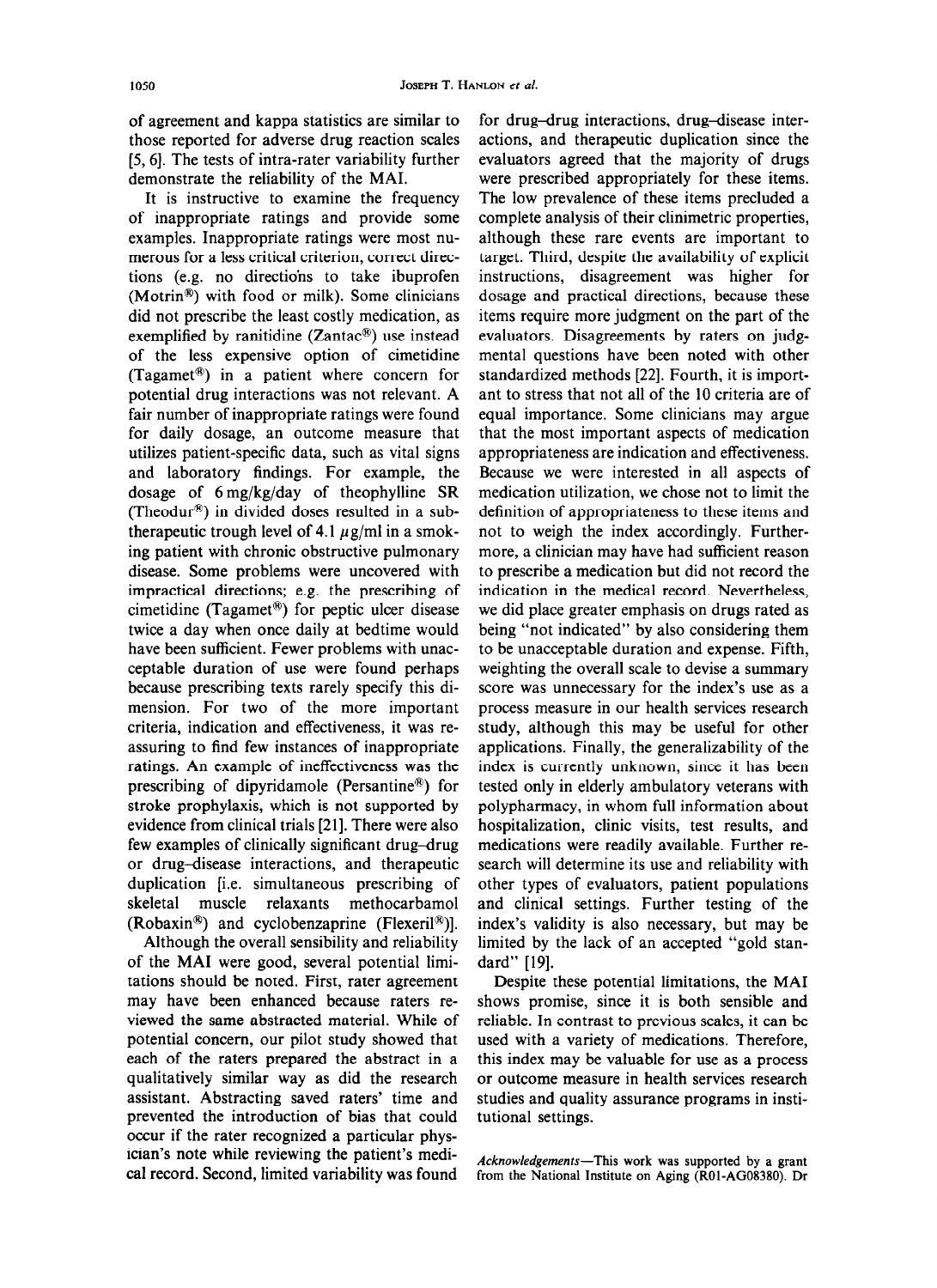of agreement and kappa statistics are similar to those reported for adverse drug reaction scales [5, 6]. The tests of intra-rater variability further demonstrate the reliability of the MAI.

It is instructive to examine the frequency of inappropriate ratings and provide some examples. Inappropriate ratings were most numerous for a less critical criterion, correct directions (e.g. no directions to take ibuprofen (Motrin®) with food or milk). Some clinicians did not prescribe the least costly medication, as exemplified by ranitidine (Zantac®) use instead of the less expensive option of cimetidine (Tagamet®) in a patient where concern for potential drug interactions was not relevant. A fair number of inappropriate ratings were found for daily dosage, an outcome measure that utilizes patient-specific data, such as vital signs and laboratory findings. For example, the dosage of 6 mg/kg/day of theophylline SR (Theodur®) in divided doses resulted in a subtherapeutic trough level of 4.1 $\mu$g/ml in a smoking patient with chronic obstructive pulmonary disease. Some problems were uncovered with impractical directions; e.g. the prescribing of cimetidine (Tagamet®) for peptic ulcer disease twice a day when once daily at bedtime would have been sufficient. Fewer problems with unacceptable duration of use were found perhaps because prescribing texts rarely specify this dimension. For two of the more important criteria, indication and effectiveness, it was reassuring to find few instances of inappropriate ratings. An example of ineffectiveness was the prescribing of dipyridamole (Persantine®) for stroke prophylaxis, which is not supported by evidence from clinical trials [21]. There were also few examples of clinically significant drug–drug or drug–disease interactions, and therapeutic duplication [i.e. simultaneous prescribing of skeletal muscle relaxants methocarbamol (Robaxin®) and cyclobenzaprine (Flexeril®)].

Although the overall sensibility and reliability of the MAI were good, several potential limitations should be noted. First, rater agreement may have been enhanced because raters reviewed the same abstracted material. While of potential concern, our pilot study showed that each of the raters prepared the abstract in a qualitatively similar way as did the research assistant. Abstracting saved raters' time and prevented the introduction of bias that could occur if the rater recognized a particular physician's note while reviewing the patient's medical record. Second, limited variability was found for drug–drug interactions, drug–disease interactions, and therapeutic duplication since the evaluators agreed that the majority of drugs were prescribed appropriately for these items. The low prevalence of these items precluded a complete analysis of their clinimetric properties, although these rare events are important to target. Third, despite the availability of explicit instructions, disagreement was higher for dosage and practical directions, because these items require more judgment on the part of the evaluators. Disagreements by raters on judgmental questions have been noted with other standardized methods [22]. Fourth, it is important to stress that not all of the 10 criteria are of equal importance. Some clinicians may argue that the most important aspects of medication appropriateness are indication and effectiveness. Because we were interested in all aspects of medication utilization, we chose not to limit the definition of appropriateness to these items and not to weigh the index accordingly. Furthermore, a clinician may have had sufficient reason to prescribe a medication but did not record the indication in the medical record. Nevertheless, we did place greater emphasis on drugs rated as being "not indicated" by also considering them to be unacceptable duration and expense. Fifth, weighting the overall scale to devise a summary score was unnecessary for the index's use as a process measure in our health services research study, although this may be useful for other applications. Finally, the generalizability of the index is currently unknown, since it has been tested only in elderly ambulatory veterans with polypharmacy, in whom full information about hospitalization, clinic visits, test results, and medications were readily available. Further research will determine its use and reliability with other types of evaluators, patient populations and clinical settings. Further testing of the index's validity is also necessary, but may be limited by the lack of an accepted "gold standard" [19].

Despite these potential limitations, the MAI shows promise, since it is both sensible and reliable. In contrast to previous scales, it can be used with a variety of medications. Therefore, this index may be valuable for use as a process or outcome measure in health services research studies and quality assurance programs in institutional settings.

*Acknowledgements*—This work was supported by a grant from the National Institute on Aging (R01-AG08380). Dr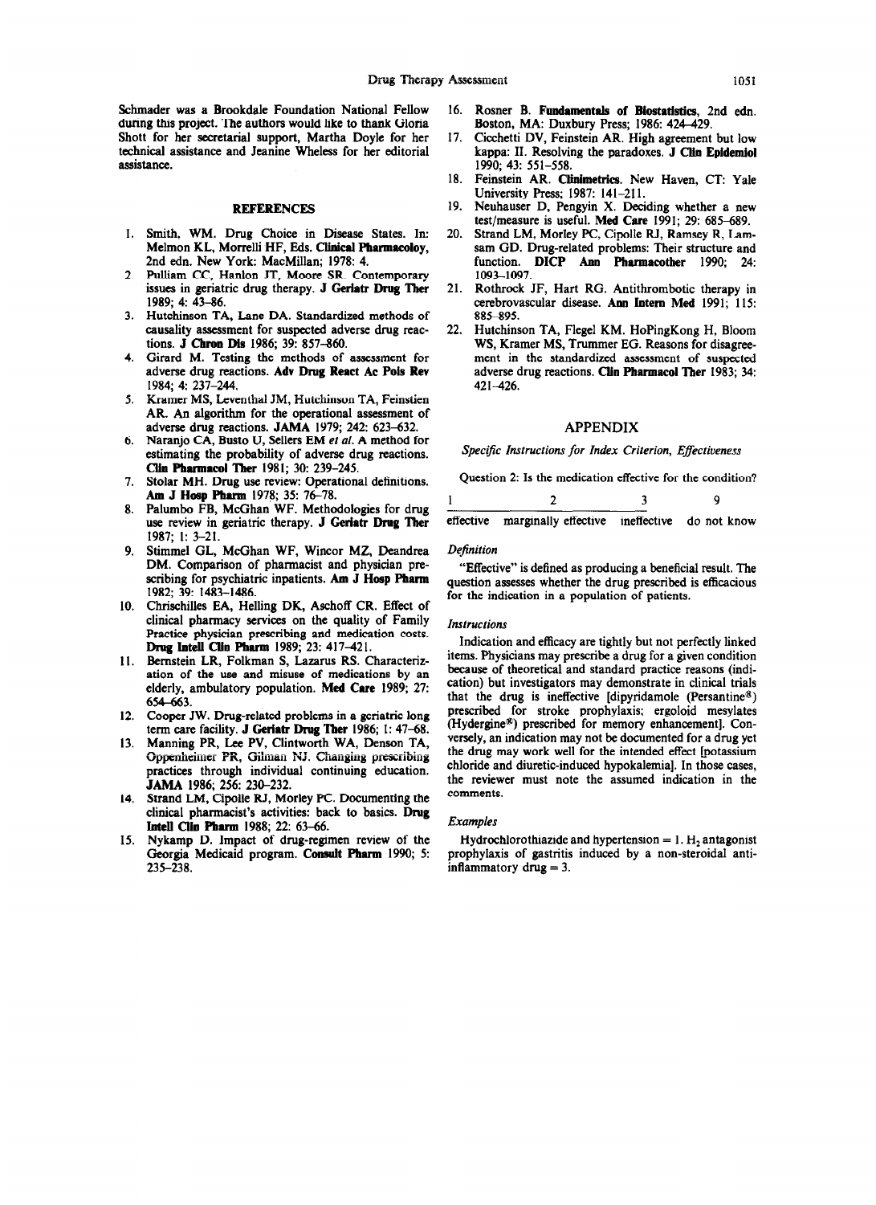Schmader was a Brookdale Foundation National Fellow during this project. The authors would like to thank Gloria Shott for her secretarial support, Martha Doyle for her technical assistance and Jeanine Wheless for her editorial assistance.

## REFERENCES

1. Smith, WM. Drug Choice in Disease States. In: Melmon KL, Morrelli HF, Eds. **Clinical Pharmacoloy**, 2nd edn. New York: MacMillan; 1978: 4.
2. Pulliam CC, Hanlon JT, Moore SR. Contemporary issues in geriatric drug therapy. **J Geriatr Drug Ther** 1989; 4: 43–86.
3. Hutchinson TA, Lane DA. Standardized methods of causality assessment for suspected adverse drug reactions. **J Chron Dis** 1986; 39: 857–860.
4. Girard M. Testing the methods of assessment for adverse drug reactions. **Adv Drug React Ac Pois Rev** 1984; 4: 237–244.
5. Kramer MS, Leventhal JM, Hutchinson TA, Feinstien AR. An algorithm for the operational assessment of adverse drug reactions. **JAMA** 1979; 242: 623–632.
6. Naranjo CA, Busto U, Sellers EM *et al*. A method for estimating the probability of adverse drug reactions. **Clin Pharmacol Ther** 1981; 30: 239–245.
7. Stolar MH. Drug use review: Operational definitions. **Am J Hosp Pharm** 1978; 35: 76–78.
8. Palumbo FB, McGhan WF. Methodologies for drug use review in geriatric therapy. **J Geriatr Drug Ther** 1987; 1: 3–21.
9. Stimmel GL, McGhan WF, Wincor MZ, Deandrea DM. Comparison of pharmacist and physician prescribing for psychiatric inpatients. **Am J Hosp Pharm** 1982; 39: 1483–1486.
10. Chrischilles EA, Helling DK, Aschoff CR. Effect of clinical pharmacy services on the quality of Family Practice physician prescribing and medication costs. **Drug Intell Clin Pharm** 1989; 23: 417–421.
11. Bernstein LR, Folkman S, Lazarus RS. Characterization of the use and misuse of medications by an elderly, ambulatory population. **Med Care** 1989; 27: 654–663.
12. Cooper JW. Drug-related problems in a geriatric long term care facility. **J Geriatr Drug Ther** 1986; 1: 47–68.
13. Manning PR, Lee PV, Clintworth WA, Denson TA, Oppenheimer PR, Gilman NJ. Changing prescribing practices through individual continuing education. **JAMA** 1986; 256: 230–232.
14. Strand LM, Cipolle RJ, Morley PC. Documenting the clinical pharmacist's activities: back to basics. **Drug Intell Clin Pharm** 1988; 22: 63–66.
15. Nykamp D. Impact of drug-regimen review of the Georgia Medicaid program. **Consult Pharm** 1990; 5: 235–238.
16. Rosner B. **Fundamentals of Biostatistics**, 2nd edn. Boston, MA: Duxbury Press; 1986: 424–429.
17. Cicchetti DV, Feinstein AR. High agreement but low kappa: II. Resolving the paradoxes. **J Clin Epidemiol** 1990; 43: 551–558.
18. Feinstein AR. **Clinimetrics**. New Haven, CT: Yale University Press; 1987: 141–211.
19. Neuhauser D, Pengyin X. Deciding whether a new test/measure is useful. **Med Care** 1991; 29: 685–689.
20. Strand LM, Morley PC, Cipolle RJ, Ramsey R, Lamsam GD. Drug-related problems: Their structure and function. **DICP Ann Pharmacother** 1990; 24: 1093–1097.
21. Rothrock JF, Hart RG. Antithrombotic therapy in cerebrovascular disease. **Ann Intern Med** 1991; 115: 885–895.
22. Hutchinson TA, Flegel KM. HoPingKong H, Bloom WS, Kramer MS, Trummer EG. Reasons for disagreement in the standardized assessment of suspected adverse drug reactions. **Clin Pharmacol Ther** 1983; 34: 421–426.

## APPENDIX

*Specific Instructions for Index Criterion, Effectiveness*

Question 2: Is the medication effective for the condition?

| 1 | 2 | 3 | 9 |
|---|---|---|---|
| effective | marginally effective | ineffective | do not know |

### *Definition*

"Effective" is defined as producing a beneficial result. The question assesses whether the drug prescribed is efficacious for the indication in a population of patients.

### *Instructions*

Indication and efficacy are tightly but not perfectly linked items. Physicians may prescribe a drug for a given condition because of theoretical and standard practice reasons (indication) but investigators may demonstrate in clinical trials that the drug is ineffective [dipyridamole (Persantine®) prescribed for stroke prophylaxis; ergoloid mesylates (Hydergine®) prescribed for memory enhancement]. Conversely, an indication may not be documented for a drug yet the drug may work well for the intended effect [potassium chloride and diuretic-induced hypokalemia]. In those cases, the reviewer must note the assumed indication in the comments.

### *Examples*

Hydrochlorothiazide and hypertension = 1. $H_2$ antagonist prophylaxis of gastritis induced by a non-steroidal anti-inflammatory drug = 3.